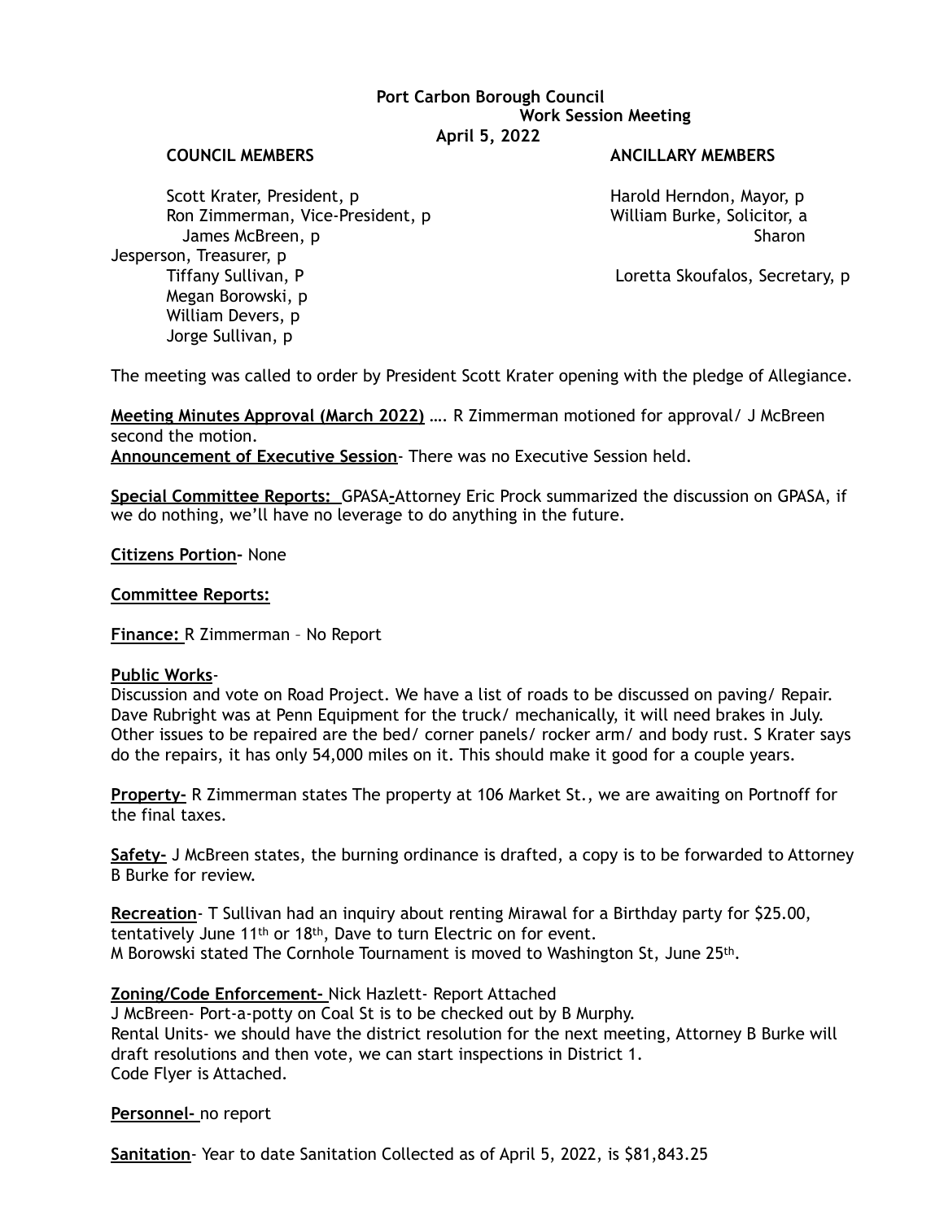**Port Carbon Borough Council**
**Work Session Meeting**
**April 5, 2022**

| **COUNCIL MEMBERS** | **ANCILLARY MEMBERS** |
|---|---|
| Scott Krater, President, p | Harold Herndon, Mayor, p |
| Ron Zimmerman, Vice-President, p | William Burke, Solicitor, a |
| James McBreen, p | Sharon Jesperson, Treasurer, p |
| Tiffany Sullivan, P | Loretta Skoufalos, Secretary, p |
| Megan Borowski, p | |
| William Devers, p | |
| Jorge Sullivan, p | |

The meeting was called to order by President Scott Krater opening with the pledge of Allegiance.

**Meeting Minutes Approval (March 2022)** …. R Zimmerman motioned for approval/ J McBreen second the motion.

**Announcement of Executive Session**- There was no Executive Session held.

**Special Committee Reports:** GPASA**-**Attorney Eric Prock summarized the discussion on GPASA, if we do nothing, we'll have no leverage to do anything in the future.

**Citizens Portion-** None

**Committee Reports:**

**Finance:** R Zimmerman – No Report

**Public Works**-
Discussion and vote on Road Project. We have a list of roads to be discussed on paving/ Repair. Dave Rubright was at Penn Equipment for the truck/ mechanically, it will need brakes in July. Other issues to be repaired are the bed/ corner panels/ rocker arm/ and body rust. S Krater says do the repairs, it has only 54,000 miles on it. This should make it good for a couple years.

**Property-** R Zimmerman states The property at 106 Market St., we are awaiting on Portnoff for the final taxes.

**Safety-** J McBreen states, the burning ordinance is drafted, a copy is to be forwarded to Attorney B Burke for review.

**Recreation**- T Sullivan had an inquiry about renting Mirawal for a Birthday party for $25.00, tentatively June 11th or 18th, Dave to turn Electric on for event.
M Borowski stated The Cornhole Tournament is moved to Washington St, June 25th.

**Zoning/Code Enforcement-** Nick Hazlett- Report Attached
J McBreen- Port-a-potty on Coal St is to be checked out by B Murphy.
Rental Units- we should have the district resolution for the next meeting, Attorney B Burke will draft resolutions and then vote, we can start inspections in District 1.
Code Flyer is Attached.

**Personnel-** no report

**Sanitation**- Year to date Sanitation Collected as of April 5, 2022, is $81,843.25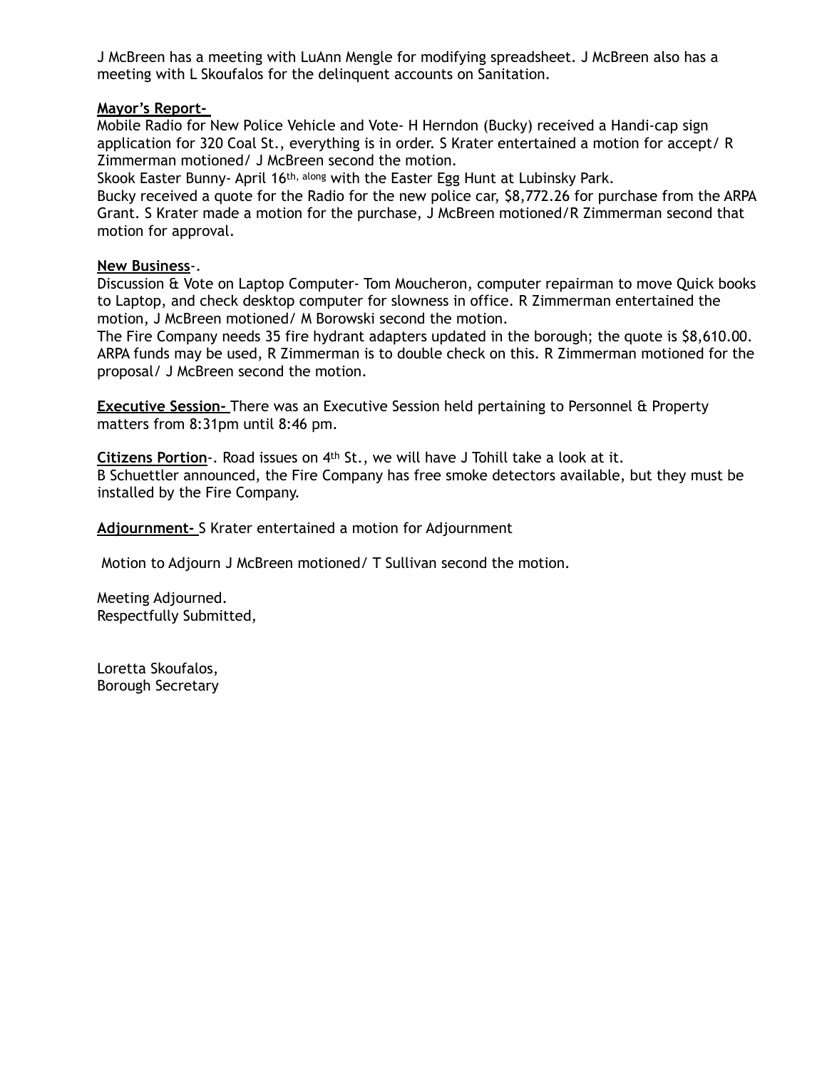J McBreen has a meeting with LuAnn Mengle for modifying spreadsheet. J McBreen also has a meeting with L Skoufalos for the delinquent accounts on Sanitation.

**Mayor's Report-**

Mobile Radio for New Police Vehicle and Vote- H Herndon (Bucky) received a Handi-cap sign application for 320 Coal St., everything is in order. S Krater entertained a motion for accept/ R Zimmerman motioned/ J McBreen second the motion.

Skook Easter Bunny- April 16th, along with the Easter Egg Hunt at Lubinsky Park.

Bucky received a quote for the Radio for the new police car, $8,772.26 for purchase from the ARPA Grant. S Krater made a motion for the purchase, J McBreen motioned/R Zimmerman second that motion for approval.

**New Business**-.

Discussion & Vote on Laptop Computer- Tom Moucheron, computer repairman to move Quick books to Laptop, and check desktop computer for slowness in office. R Zimmerman entertained the motion, J McBreen motioned/ M Borowski second the motion.

The Fire Company needs 35 fire hydrant adapters updated in the borough; the quote is $8,610.00. ARPA funds may be used, R Zimmerman is to double check on this. R Zimmerman motioned for the proposal/ J McBreen second the motion.

**Executive Session-** There was an Executive Session held pertaining to Personnel & Property matters from 8:31pm until 8:46 pm.

**Citizens Portion**-. Road issues on 4th St., we will have J Tohill take a look at it.

B Schuettler announced, the Fire Company has free smoke detectors available, but they must be installed by the Fire Company.

**Adjournment-** S Krater entertained a motion for Adjournment

Motion to Adjourn J McBreen motioned/ T Sullivan second the motion.

Meeting Adjourned.
Respectfully Submitted,

Loretta Skoufalos,
Borough Secretary